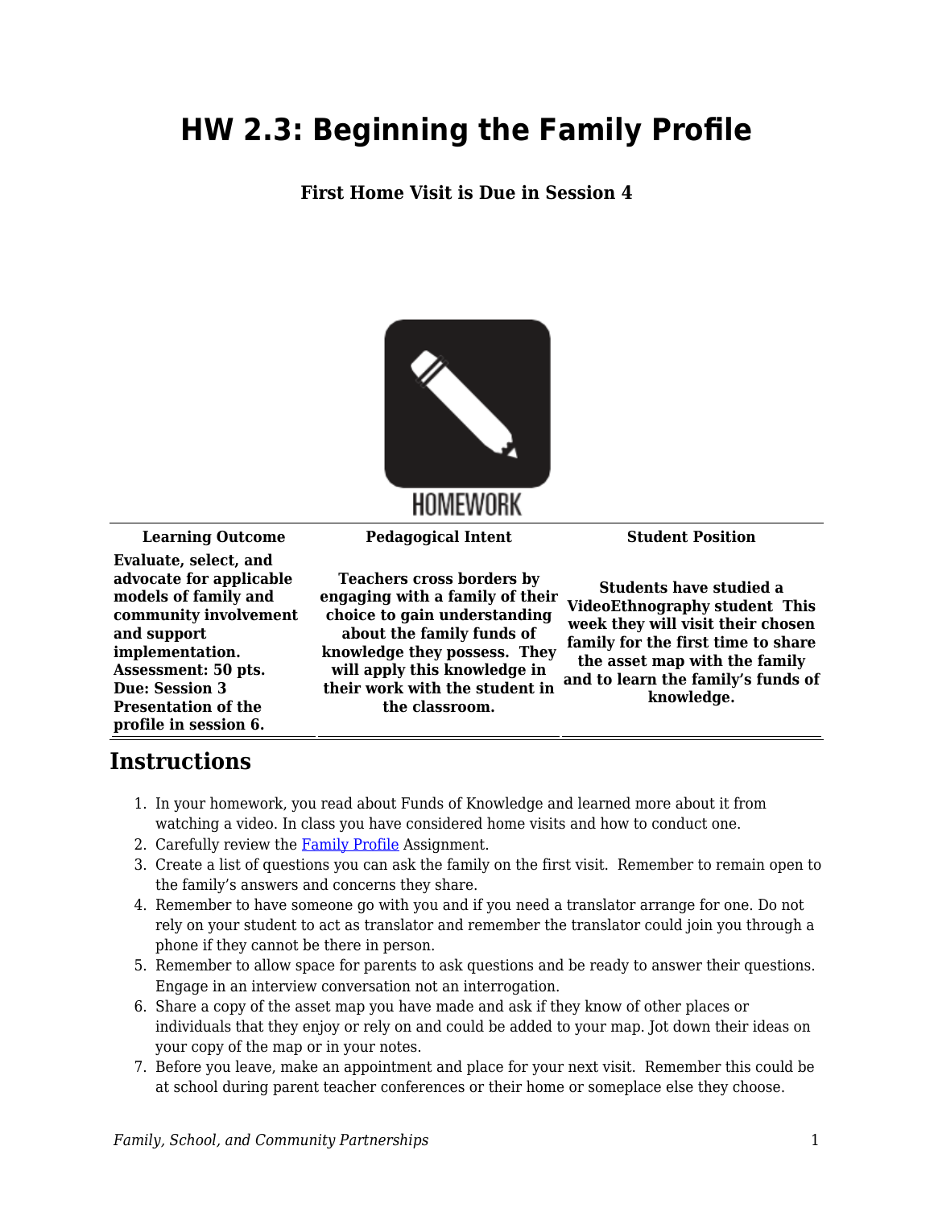# HW 2.3: Beginning the Family Profile

**First Home Visit is Due in Session 4**

HOMEWORK

| Learning Outcome | Pedagogical Intent | Student Position |
| --- | --- | --- |
| **Evaluate, select, and advocate for applicable models of family and community involvement and support implementation. Assessment: 50 pts. Due: Session 3 Presentation of the profile in session 6.** | **Teachers cross borders by engaging with a family of their choice to gain understanding about the family funds of knowledge they possess. They will apply this knowledge in their work with the student in the classroom.** | **Students have studied a VideoEthnography student This week they will visit their chosen family for the first time to share the asset map with the family and to learn the family's funds of knowledge.** |

## Instructions

1. In your homework, you read about Funds of Knowledge and learned more about it from watching a video. In class you have considered home visits and how to conduct one.
2. Carefully review the Family Profile Assignment.
3. Create a list of questions you can ask the family on the first visit. Remember to remain open to the family's answers and concerns they share.
4. Remember to have someone go with you and if you need a translator arrange for one. Do not rely on your student to act as translator and remember the translator could join you through a phone if they cannot be there in person.
5. Remember to allow space for parents to ask questions and be ready to answer their questions. Engage in an interview conversation not an interrogation.
6. Share a copy of the asset map you have made and ask if they know of other places or individuals that they enjoy or rely on and could be added to your map. Jot down their ideas on your copy of the map or in your notes.
7. Before you leave, make an appointment and place for your next visit. Remember this could be at school during parent teacher conferences or their home or someplace else they choose.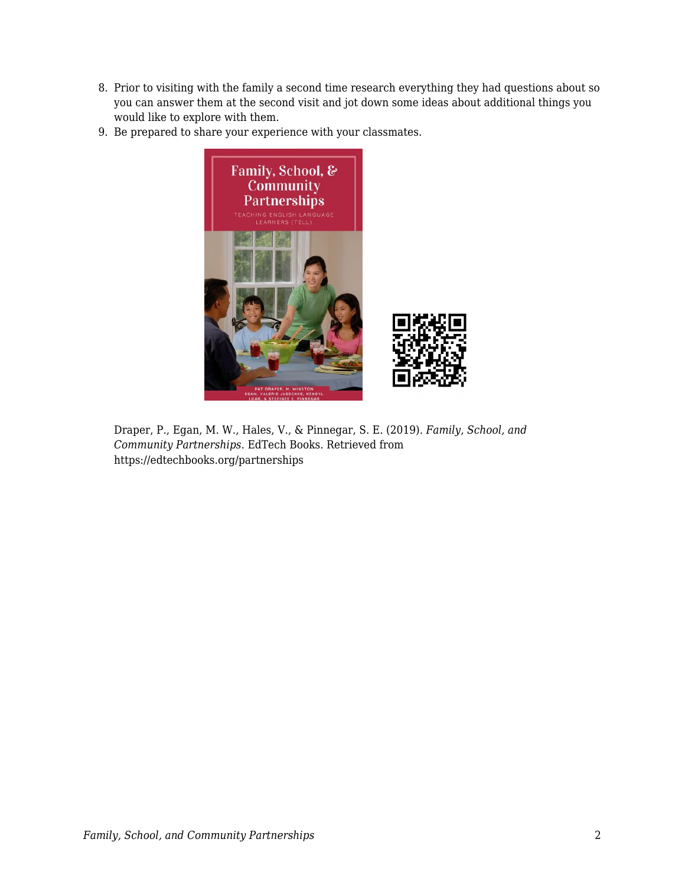8. Prior to visiting with the family a second time research everything they had questions about so you can answer them at the second visit and jot down some ideas about additional things you would like to explore with them.
9. Be prepared to share your experience with your classmates.

Draper, P., Egan, M. W., Hales, V., & Pinnegar, S. E. (2019). *Family, School, and Community Partnerships*. EdTech Books. Retrieved from https://edtechbooks.org/partnerships